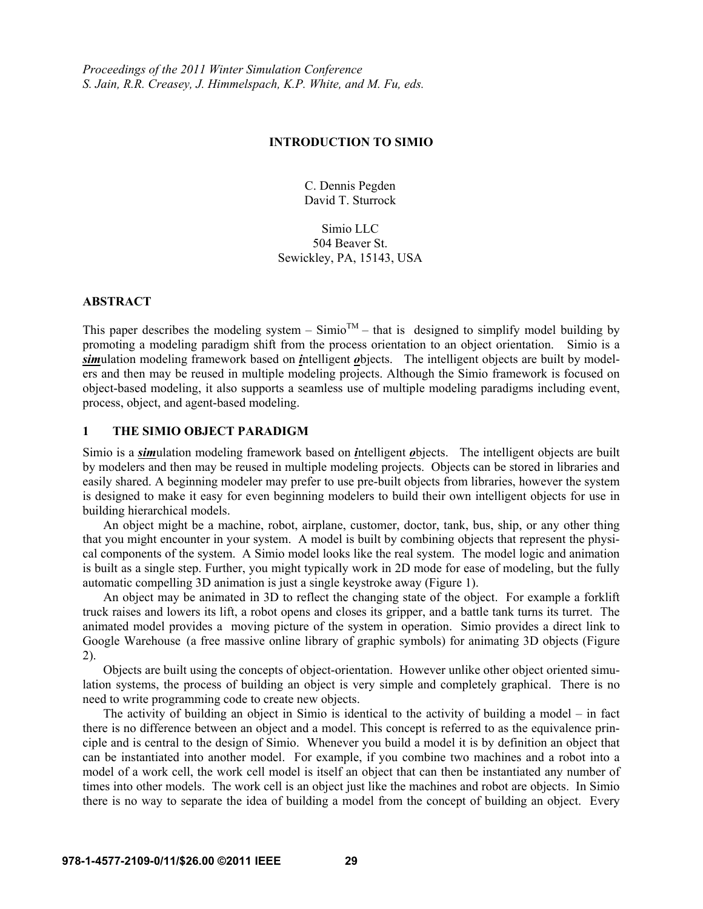*Proceedings of the 2011 Winter Simulation Conference*
*S. Jain, R.R. Creasey, J. Himmelspach, K.P. White, and M. Fu, eds.*

# INTRODUCTION TO SIMIO

C. Dennis Pegden
David T. Sturrock

Simio LLC
504 Beaver St.
Sewickley, PA, 15143, USA

## ABSTRACT

This paper describes the modeling system – Simio™ – that is designed to simplify model building by promoting a modeling paradigm shift from the process orientation to an object orientation. Simio is a ***sim****ulation modeling framework based on* ***i****ntelligent* ***o****bjects.* The intelligent objects are built by modelers and then may be reused in multiple modeling projects. Although the Simio framework is focused on object-based modeling, it also supports a seamless use of multiple modeling paradigms including event, process, object, and agent-based modeling.

## 1 THE SIMIO OBJECT PARADIGM

Simio is a ***sim****ulation modeling framework based on* ***i****ntelligent* ***o****bjects.* The intelligent objects are built by modelers and then may be reused in multiple modeling projects. Objects can be stored in libraries and easily shared. A beginning modeler may prefer to use pre-built objects from libraries, however the system is designed to make it easy for even beginning modelers to build their own intelligent objects for use in building hierarchical models.

An object might be a machine, robot, airplane, customer, doctor, tank, bus, ship, or any other thing that you might encounter in your system. A model is built by combining objects that represent the physical components of the system. A Simio model looks like the real system. The model logic and animation is built as a single step. Further, you might typically work in 2D mode for ease of modeling, but the fully automatic compelling 3D animation is just a single keystroke away (Figure 1).

An object may be animated in 3D to reflect the changing state of the object. For example a forklift truck raises and lowers its lift, a robot opens and closes its gripper, and a battle tank turns its turret. The animated model provides a moving picture of the system in operation. Simio provides a direct link to Google Warehouse (a free massive online library of graphic symbols) for animating 3D objects (Figure 2).

Objects are built using the concepts of object-orientation. However unlike other object oriented simulation systems, the process of building an object is very simple and completely graphical. There is no need to write programming code to create new objects.

The activity of building an object in Simio is identical to the activity of building a model – in fact there is no difference between an object and a model. This concept is referred to as the equivalence principle and is central to the design of Simio. Whenever you build a model it is by definition an object that can be instantiated into another model. For example, if you combine two machines and a robot into a model of a work cell, the work cell model is itself an object that can then be instantiated any number of times into other models. The work cell is an object just like the machines and robot are objects. In Simio there is no way to separate the idea of building a model from the concept of building an object. Every

978-1-4577-2109-0/11/$26.00 ©2011 IEEE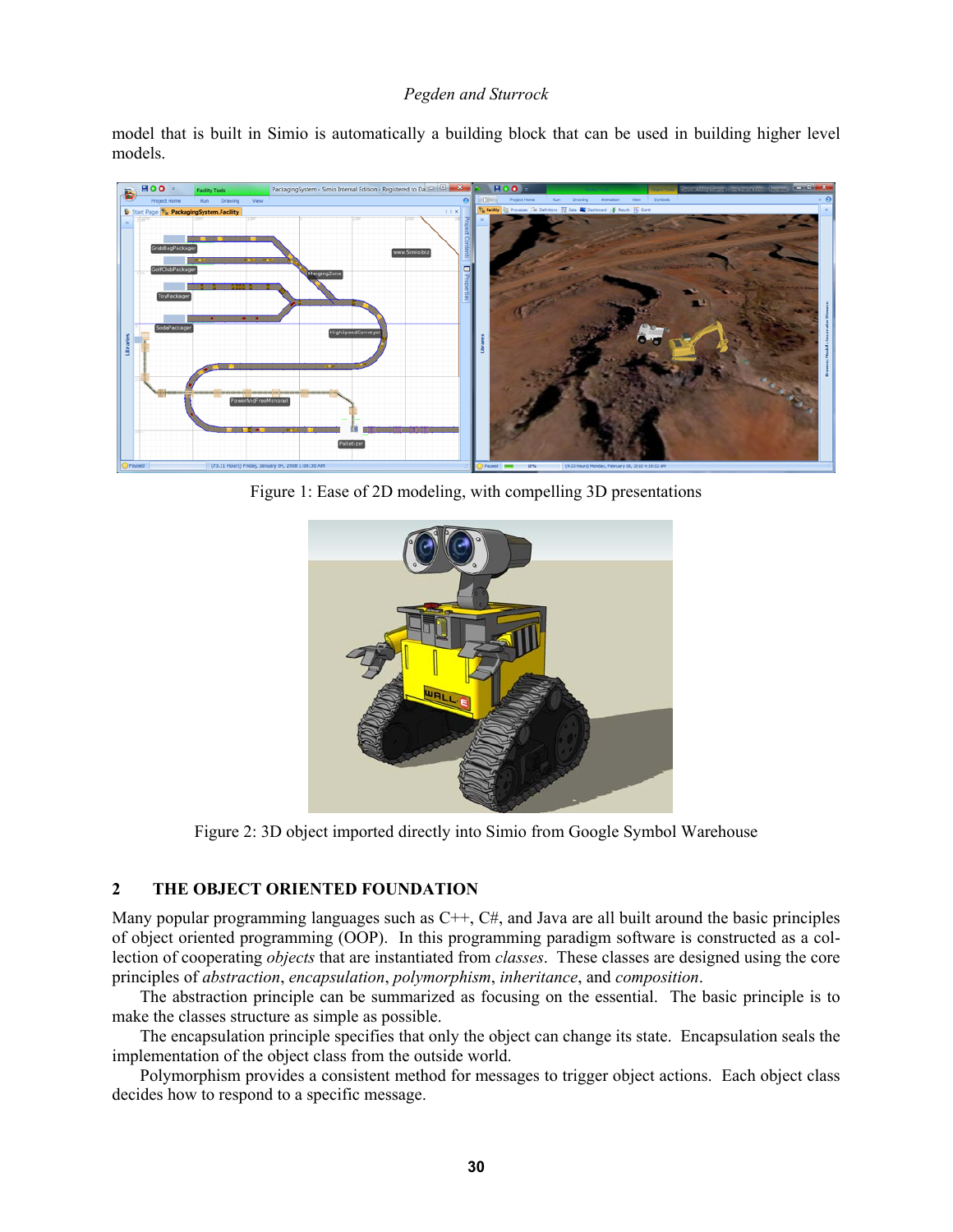model that is built in Simio is automatically a building block that can be used in building higher level models.

Figure 1: Ease of 2D modeling, with compelling 3D presentations

Figure 2: 3D object imported directly into Simio from Google Symbol Warehouse

## 2 THE OBJECT ORIENTED FOUNDATION

Many popular programming languages such as C++, C#, and Java are all built around the basic principles of object oriented programming (OOP). In this programming paradigm software is constructed as a collection of cooperating *objects* that are instantiated from *classes*. These classes are designed using the core principles of *abstraction*, *encapsulation*, *polymorphism*, *inheritance*, and *composition*.

The abstraction principle can be summarized as focusing on the essential. The basic principle is to make the classes structure as simple as possible.

The encapsulation principle specifies that only the object can change its state. Encapsulation seals the implementation of the object class from the outside world.

Polymorphism provides a consistent method for messages to trigger object actions. Each object class decides how to respond to a specific message.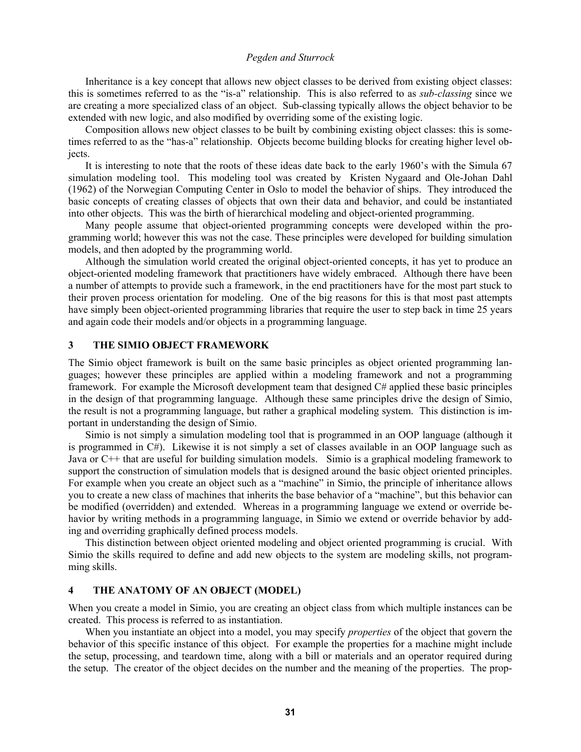Inheritance is a key concept that allows new object classes to be derived from existing object classes: this is sometimes referred to as the "is-a" relationship. This is also referred to as *sub-classing* since we are creating a more specialized class of an object. Sub-classing typically allows the object behavior to be extended with new logic, and also modified by overriding some of the existing logic.

Composition allows new object classes to be built by combining existing object classes: this is sometimes referred to as the "has-a" relationship. Objects become building blocks for creating higher level objects.

It is interesting to note that the roots of these ideas date back to the early 1960's with the Simula 67 simulation modeling tool. This modeling tool was created by Kristen Nygaard and Ole-Johan Dahl (1962) of the Norwegian Computing Center in Oslo to model the behavior of ships. They introduced the basic concepts of creating classes of objects that own their data and behavior, and could be instantiated into other objects. This was the birth of hierarchical modeling and object-oriented programming.

Many people assume that object-oriented programming concepts were developed within the programming world; however this was not the case. These principles were developed for building simulation models, and then adopted by the programming world.

Although the simulation world created the original object-oriented concepts, it has yet to produce an object-oriented modeling framework that practitioners have widely embraced. Although there have been a number of attempts to provide such a framework, in the end practitioners have for the most part stuck to their proven process orientation for modeling. One of the big reasons for this is that most past attempts have simply been object-oriented programming libraries that require the user to step back in time 25 years and again code their models and/or objects in a programming language.

## 3 THE SIMIO OBJECT FRAMEWORK

The Simio object framework is built on the same basic principles as object oriented programming languages; however these principles are applied within a modeling framework and not a programming framework. For example the Microsoft development team that designed C# applied these basic principles in the design of that programming language. Although these same principles drive the design of Simio, the result is not a programming language, but rather a graphical modeling system. This distinction is important in understanding the design of Simio.

Simio is not simply a simulation modeling tool that is programmed in an OOP language (although it is programmed in C#). Likewise it is not simply a set of classes available in an OOP language such as Java or C++ that are useful for building simulation models. Simio is a graphical modeling framework to support the construction of simulation models that is designed around the basic object oriented principles. For example when you create an object such as a "machine" in Simio, the principle of inheritance allows you to create a new class of machines that inherits the base behavior of a "machine", but this behavior can be modified (overridden) and extended. Whereas in a programming language we extend or override behavior by writing methods in a programming language, in Simio we extend or override behavior by adding and overriding graphically defined process models.

This distinction between object oriented modeling and object oriented programming is crucial. With Simio the skills required to define and add new objects to the system are modeling skills, not programming skills.

## 4 THE ANATOMY OF AN OBJECT (MODEL)

When you create a model in Simio, you are creating an object class from which multiple instances can be created. This process is referred to as instantiation.

When you instantiate an object into a model, you may specify *properties* of the object that govern the behavior of this specific instance of this object. For example the properties for a machine might include the setup, processing, and teardown time, along with a bill or materials and an operator required during the setup. The creator of the object decides on the number and the meaning of the properties. The prop-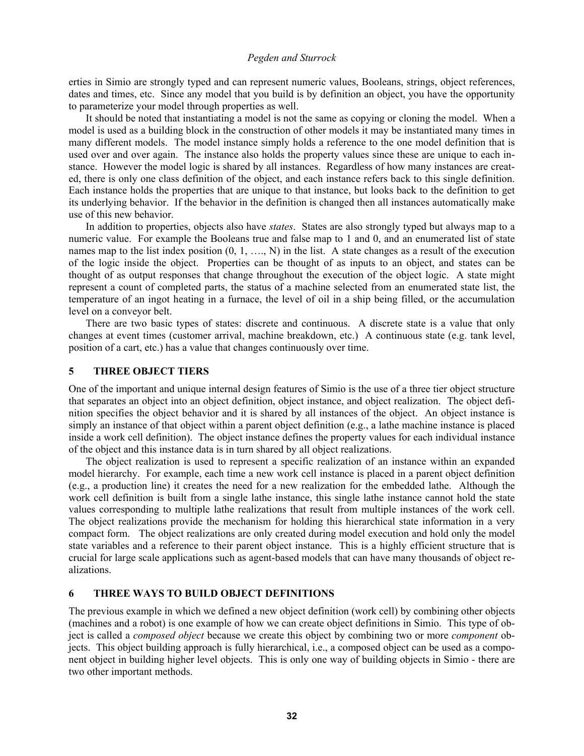erties in Simio are strongly typed and can represent numeric values, Booleans, strings, object references, dates and times, etc. Since any model that you build is by definition an object, you have the opportunity to parameterize your model through properties as well.

It should be noted that instantiating a model is not the same as copying or cloning the model. When a model is used as a building block in the construction of other models it may be instantiated many times in many different models. The model instance simply holds a reference to the one model definition that is used over and over again. The instance also holds the property values since these are unique to each instance. However the model logic is shared by all instances. Regardless of how many instances are created, there is only one class definition of the object, and each instance refers back to this single definition. Each instance holds the properties that are unique to that instance, but looks back to the definition to get its underlying behavior. If the behavior in the definition is changed then all instances automatically make use of this new behavior.

In addition to properties, objects also have *states*. States are also strongly typed but always map to a numeric value. For example the Booleans true and false map to 1 and 0, and an enumerated list of state names map to the list index position (0, 1, …., N) in the list. A state changes as a result of the execution of the logic inside the object. Properties can be thought of as inputs to an object, and states can be thought of as output responses that change throughout the execution of the object logic. A state might represent a count of completed parts, the status of a machine selected from an enumerated state list, the temperature of an ingot heating in a furnace, the level of oil in a ship being filled, or the accumulation level on a conveyor belt.

There are two basic types of states: discrete and continuous. A discrete state is a value that only changes at event times (customer arrival, machine breakdown, etc.) A continuous state (e.g. tank level, position of a cart, etc.) has a value that changes continuously over time.

## 5 THREE OBJECT TIERS

One of the important and unique internal design features of Simio is the use of a three tier object structure that separates an object into an object definition, object instance, and object realization. The object definition specifies the object behavior and it is shared by all instances of the object. An object instance is simply an instance of that object within a parent object definition (e.g., a lathe machine instance is placed inside a work cell definition). The object instance defines the property values for each individual instance of the object and this instance data is in turn shared by all object realizations.

The object realization is used to represent a specific realization of an instance within an expanded model hierarchy. For example, each time a new work cell instance is placed in a parent object definition (e.g., a production line) it creates the need for a new realization for the embedded lathe. Although the work cell definition is built from a single lathe instance, this single lathe instance cannot hold the state values corresponding to multiple lathe realizations that result from multiple instances of the work cell. The object realizations provide the mechanism for holding this hierarchical state information in a very compact form. The object realizations are only created during model execution and hold only the model state variables and a reference to their parent object instance. This is a highly efficient structure that is crucial for large scale applications such as agent-based models that can have many thousands of object realizations.

## 6 THREE WAYS TO BUILD OBJECT DEFINITIONS

The previous example in which we defined a new object definition (work cell) by combining other objects (machines and a robot) is one example of how we can create object definitions in Simio. This type of object is called a *composed object* because we create this object by combining two or more *component* objects. This object building approach is fully hierarchical, i.e., a composed object can be used as a component object in building higher level objects. This is only one way of building objects in Simio - there are two other important methods.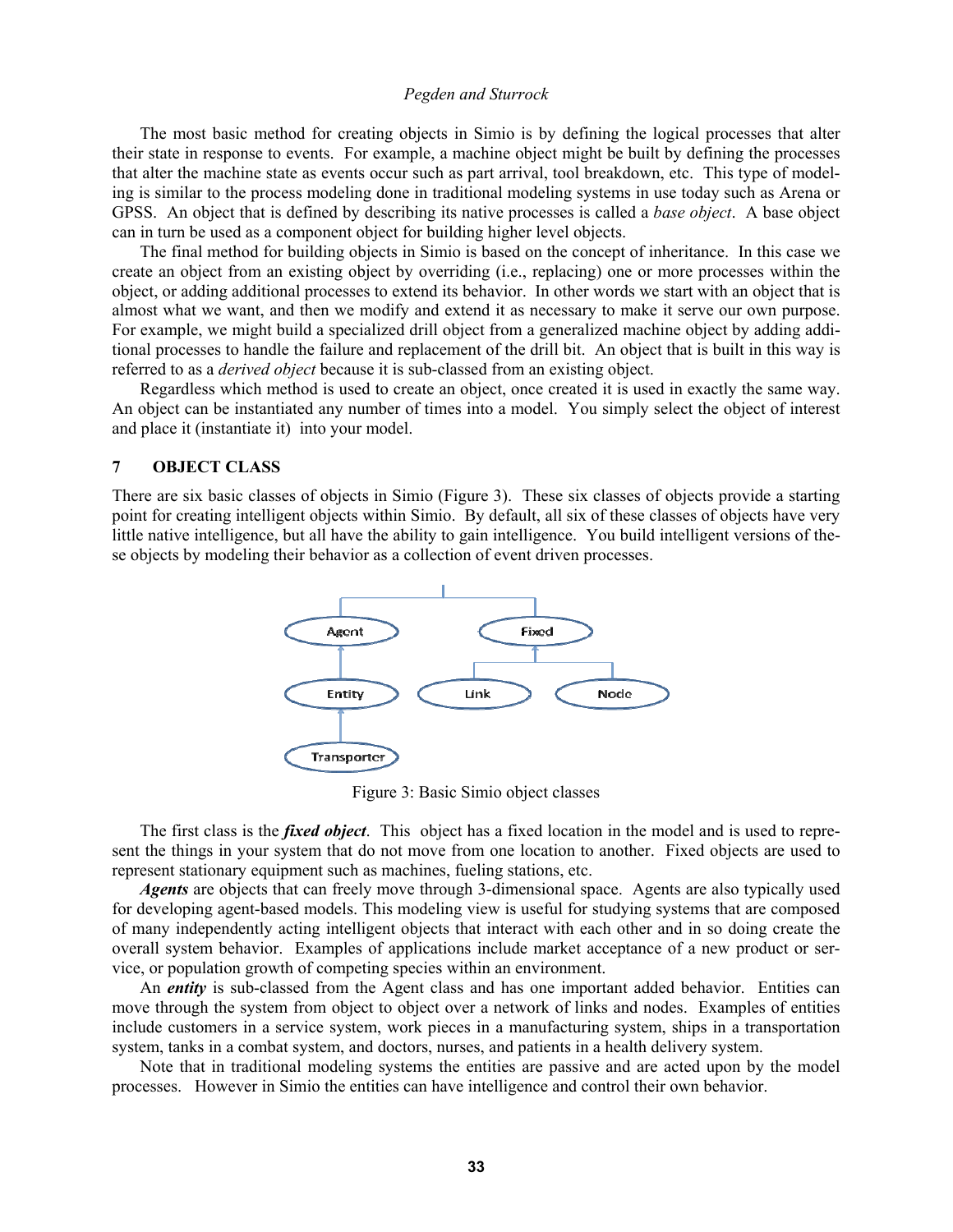The most basic method for creating objects in Simio is by defining the logical processes that alter their state in response to events. For example, a machine object might be built by defining the processes that alter the machine state as events occur such as part arrival, tool breakdown, etc. This type of modeling is similar to the process modeling done in traditional modeling systems in use today such as Arena or GPSS. An object that is defined by describing its native processes is called a *base object*. A base object can in turn be used as a component object for building higher level objects.

The final method for building objects in Simio is based on the concept of inheritance. In this case we create an object from an existing object by overriding (i.e., replacing) one or more processes within the object, or adding additional processes to extend its behavior. In other words we start with an object that is almost what we want, and then we modify and extend it as necessary to make it serve our own purpose. For example, we might build a specialized drill object from a generalized machine object by adding additional processes to handle the failure and replacement of the drill bit. An object that is built in this way is referred to as a *derived object* because it is sub-classed from an existing object.

Regardless which method is used to create an object, once created it is used in exactly the same way. An object can be instantiated any number of times into a model. You simply select the object of interest and place it (instantiate it) into your model.

## 7 OBJECT CLASS

There are six basic classes of objects in Simio (Figure 3). These six classes of objects provide a starting point for creating intelligent objects within Simio. By default, all six of these classes of objects have very little native intelligence, but all have the ability to gain intelligence. You build intelligent versions of these objects by modeling their behavior as a collection of event driven processes.

Agent

Fixed

Entity

Link

Node

Transporter

Figure 3: Basic Simio object classes

The first class is the ***fixed object***. This object has a fixed location in the model and is used to represent the things in your system that do not move from one location to another. Fixed objects are used to represent stationary equipment such as machines, fueling stations, etc.

***Agents*** are objects that can freely move through 3-dimensional space. Agents are also typically used for developing agent-based models. This modeling view is useful for studying systems that are composed of many independently acting intelligent objects that interact with each other and in so doing create the overall system behavior. Examples of applications include market acceptance of a new product or service, or population growth of competing species within an environment.

An ***entity*** is sub-classed from the Agent class and has one important added behavior. Entities can move through the system from object to object over a network of links and nodes. Examples of entities include customers in a service system, work pieces in a manufacturing system, ships in a transportation system, tanks in a combat system, and doctors, nurses, and patients in a health delivery system.

Note that in traditional modeling systems the entities are passive and are acted upon by the model processes. However in Simio the entities can have intelligence and control their own behavior.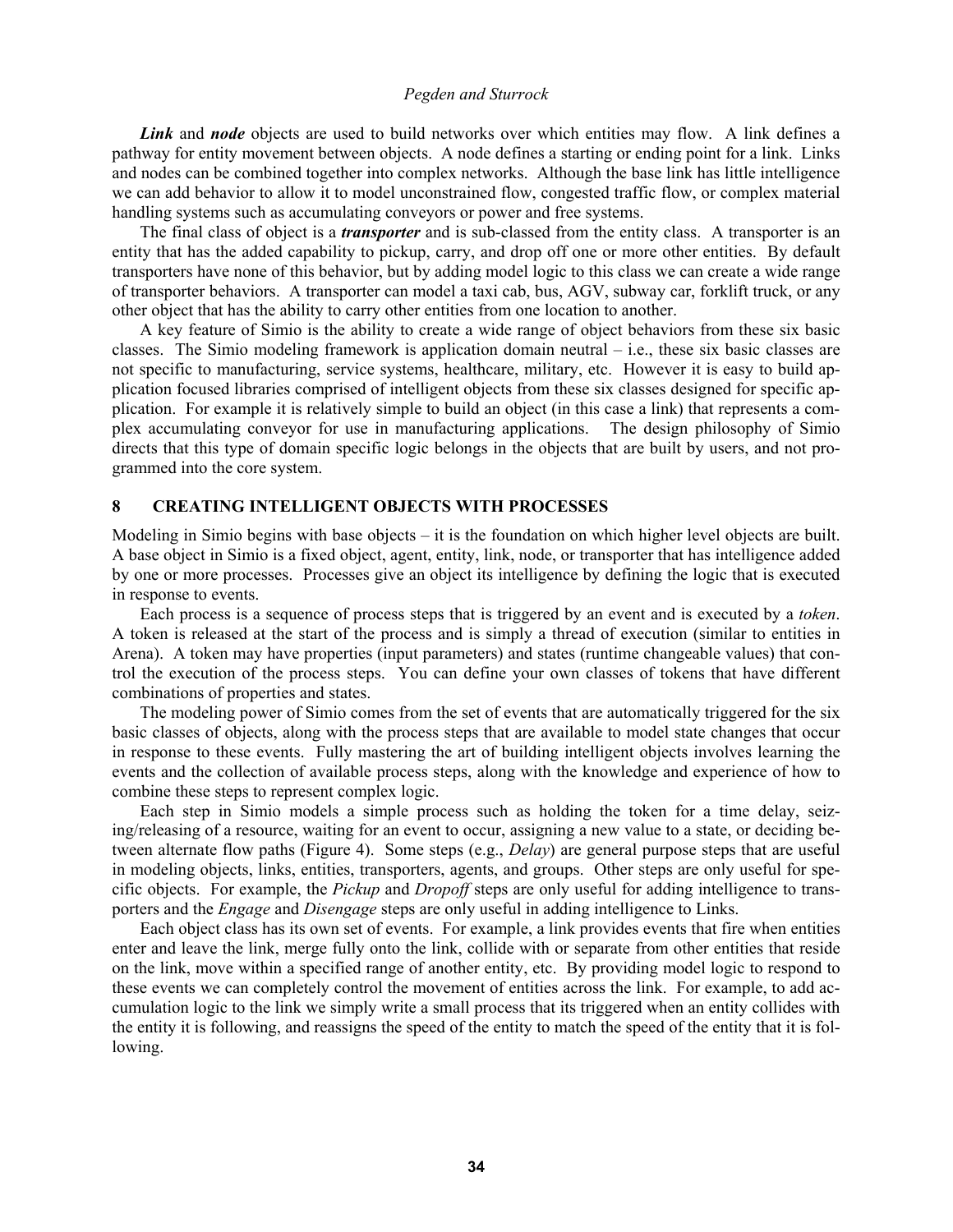***Link*** and ***node*** objects are used to build networks over which entities may flow. A link defines a pathway for entity movement between objects. A node defines a starting or ending point for a link. Links and nodes can be combined together into complex networks. Although the base link has little intelligence we can add behavior to allow it to model unconstrained flow, congested traffic flow, or complex material handling systems such as accumulating conveyors or power and free systems.

The final class of object is a ***transporter*** and is sub-classed from the entity class. A transporter is an entity that has the added capability to pickup, carry, and drop off one or more other entities. By default transporters have none of this behavior, but by adding model logic to this class we can create a wide range of transporter behaviors. A transporter can model a taxi cab, bus, AGV, subway car, forklift truck, or any other object that has the ability to carry other entities from one location to another.

A key feature of Simio is the ability to create a wide range of object behaviors from these six basic classes. The Simio modeling framework is application domain neutral – i.e., these six basic classes are not specific to manufacturing, service systems, healthcare, military, etc. However it is easy to build application focused libraries comprised of intelligent objects from these six classes designed for specific application. For example it is relatively simple to build an object (in this case a link) that represents a complex accumulating conveyor for use in manufacturing applications. The design philosophy of Simio directs that this type of domain specific logic belongs in the objects that are built by users, and not programmed into the core system.

## 8 CREATING INTELLIGENT OBJECTS WITH PROCESSES

Modeling in Simio begins with base objects – it is the foundation on which higher level objects are built. A base object in Simio is a fixed object, agent, entity, link, node, or transporter that has intelligence added by one or more processes. Processes give an object its intelligence by defining the logic that is executed in response to events.

Each process is a sequence of process steps that is triggered by an event and is executed by a *token*. A token is released at the start of the process and is simply a thread of execution (similar to entities in Arena). A token may have properties (input parameters) and states (runtime changeable values) that control the execution of the process steps. You can define your own classes of tokens that have different combinations of properties and states.

The modeling power of Simio comes from the set of events that are automatically triggered for the six basic classes of objects, along with the process steps that are available to model state changes that occur in response to these events. Fully mastering the art of building intelligent objects involves learning the events and the collection of available process steps, along with the knowledge and experience of how to combine these steps to represent complex logic.

Each step in Simio models a simple process such as holding the token for a time delay, seizing/releasing of a resource, waiting for an event to occur, assigning a new value to a state, or deciding between alternate flow paths (Figure 4). Some steps (e.g., *Delay*) are general purpose steps that are useful in modeling objects, links, entities, transporters, agents, and groups. Other steps are only useful for specific objects. For example, the *Pickup* and *Dropoff* steps are only useful for adding intelligence to transporters and the *Engage* and *Disengage* steps are only useful in adding intelligence to Links.

Each object class has its own set of events. For example, a link provides events that fire when entities enter and leave the link, merge fully onto the link, collide with or separate from other entities that reside on the link, move within a specified range of another entity, etc. By providing model logic to respond to these events we can completely control the movement of entities across the link. For example, to add accumulation logic to the link we simply write a small process that its triggered when an entity collides with the entity it is following, and reassigns the speed of the entity to match the speed of the entity that it is following.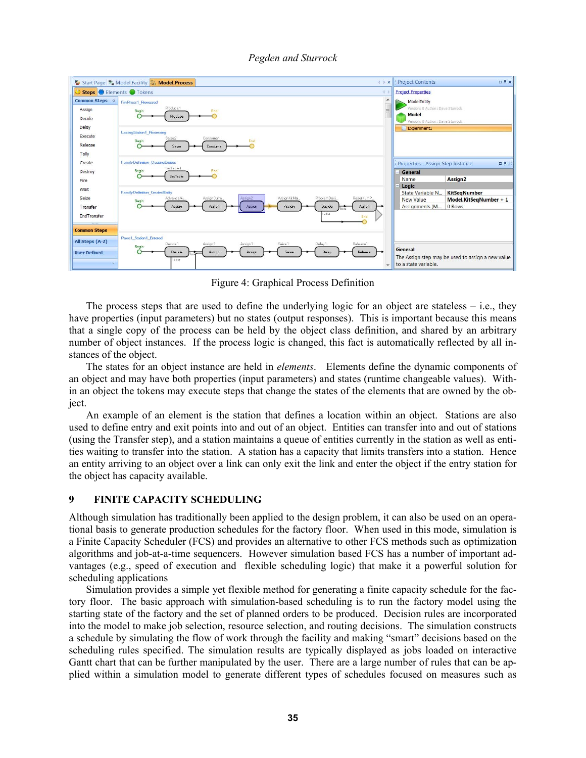Figure 4: Graphical Process Definition

The process steps that are used to define the underlying logic for an object are stateless – i.e., they have properties (input parameters) but no states (output responses). This is important because this means that a single copy of the process can be held by the object class definition, and shared by an arbitrary number of object instances. If the process logic is changed, this fact is automatically reflected by all instances of the object.

The states for an object instance are held in *elements*. Elements define the dynamic components of an object and may have both properties (input parameters) and states (runtime changeable values). Within an object the tokens may execute steps that change the states of the elements that are owned by the object.

An example of an element is the station that defines a location within an object. Stations are also used to define entry and exit points into and out of an object. Entities can transfer into and out of stations (using the Transfer step), and a station maintains a queue of entities currently in the station as well as entities waiting to transfer into the station. A station has a capacity that limits transfers into a station. Hence an entity arriving to an object over a link can only exit the link and enter the object if the entry station for the object has capacity available.

## 9 FINITE CAPACITY SCHEDULING

Although simulation has traditionally been applied to the design problem, it can also be used on an operational basis to generate production schedules for the factory floor. When used in this mode, simulation is a Finite Capacity Scheduler (FCS) and provides an alternative to other FCS methods such as optimization algorithms and job-at-a-time sequencers. However simulation based FCS has a number of important advantages (e.g., speed of execution and flexible scheduling logic) that make it a powerful solution for scheduling applications

Simulation provides a simple yet flexible method for generating a finite capacity schedule for the factory floor. The basic approach with simulation-based scheduling is to run the factory model using the starting state of the factory and the set of planned orders to be produced. Decision rules are incorporated into the model to make job selection, resource selection, and routing decisions. The simulation constructs a schedule by simulating the flow of work through the facility and making "smart" decisions based on the scheduling rules specified. The simulation results are typically displayed as jobs loaded on interactive Gantt chart that can be further manipulated by the user. There are a large number of rules that can be applied within a simulation model to generate different types of schedules focused on measures such as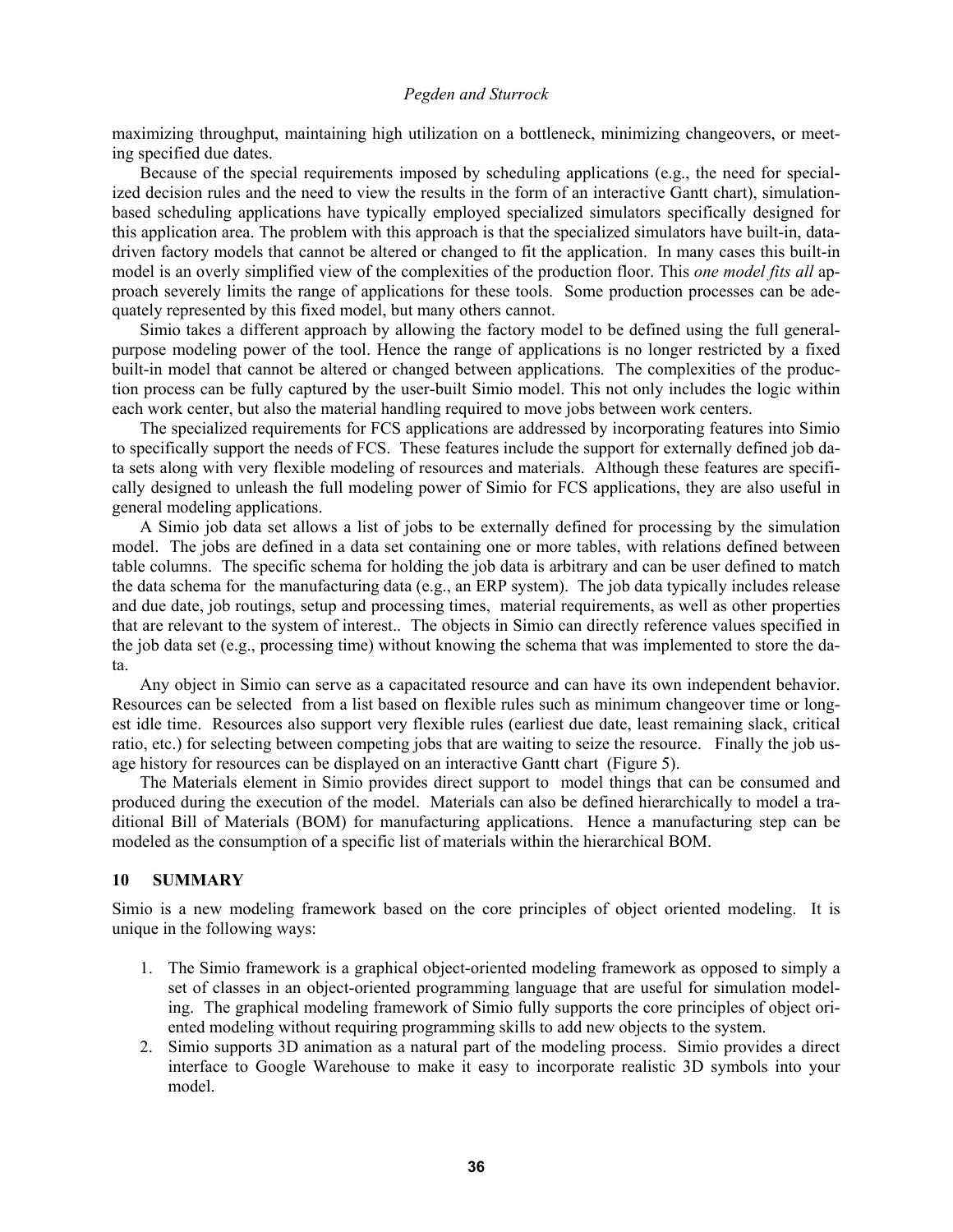maximizing throughput, maintaining high utilization on a bottleneck, minimizing changeovers, or meeting specified due dates.

Because of the special requirements imposed by scheduling applications (e.g., the need for specialized decision rules and the need to view the results in the form of an interactive Gantt chart), simulation-based scheduling applications have typically employed specialized simulators specifically designed for this application area. The problem with this approach is that the specialized simulators have built-in, data-driven factory models that cannot be altered or changed to fit the application. In many cases this built-in model is an overly simplified view of the complexities of the production floor. This *one model fits all* approach severely limits the range of applications for these tools. Some production processes can be adequately represented by this fixed model, but many others cannot.

Simio takes a different approach by allowing the factory model to be defined using the full general-purpose modeling power of the tool. Hence the range of applications is no longer restricted by a fixed built-in model that cannot be altered or changed between applications. The complexities of the production process can be fully captured by the user-built Simio model. This not only includes the logic within each work center, but also the material handling required to move jobs between work centers.

The specialized requirements for FCS applications are addressed by incorporating features into Simio to specifically support the needs of FCS. These features include the support for externally defined job data sets along with very flexible modeling of resources and materials. Although these features are specifically designed to unleash the full modeling power of Simio for FCS applications, they are also useful in general modeling applications.

A Simio job data set allows a list of jobs to be externally defined for processing by the simulation model. The jobs are defined in a data set containing one or more tables, with relations defined between table columns. The specific schema for holding the job data is arbitrary and can be user defined to match the data schema for the manufacturing data (e.g., an ERP system). The job data typically includes release and due date, job routings, setup and processing times, material requirements, as well as other properties that are relevant to the system of interest.. The objects in Simio can directly reference values specified in the job data set (e.g., processing time) without knowing the schema that was implemented to store the data.

Any object in Simio can serve as a capacitated resource and can have its own independent behavior. Resources can be selected from a list based on flexible rules such as minimum changeover time or longest idle time. Resources also support very flexible rules (earliest due date, least remaining slack, critical ratio, etc.) for selecting between competing jobs that are waiting to seize the resource. Finally the job usage history for resources can be displayed on an interactive Gantt chart (Figure 5).

The Materials element in Simio provides direct support to model things that can be consumed and produced during the execution of the model. Materials can also be defined hierarchically to model a traditional Bill of Materials (BOM) for manufacturing applications. Hence a manufacturing step can be modeled as the consumption of a specific list of materials within the hierarchical BOM.

## 10 SUMMARY

Simio is a new modeling framework based on the core principles of object oriented modeling. It is unique in the following ways:

1. The Simio framework is a graphical object-oriented modeling framework as opposed to simply a set of classes in an object-oriented programming language that are useful for simulation modeling. The graphical modeling framework of Simio fully supports the core principles of object oriented modeling without requiring programming skills to add new objects to the system.
2. Simio supports 3D animation as a natural part of the modeling process. Simio provides a direct interface to Google Warehouse to make it easy to incorporate realistic 3D symbols into your model.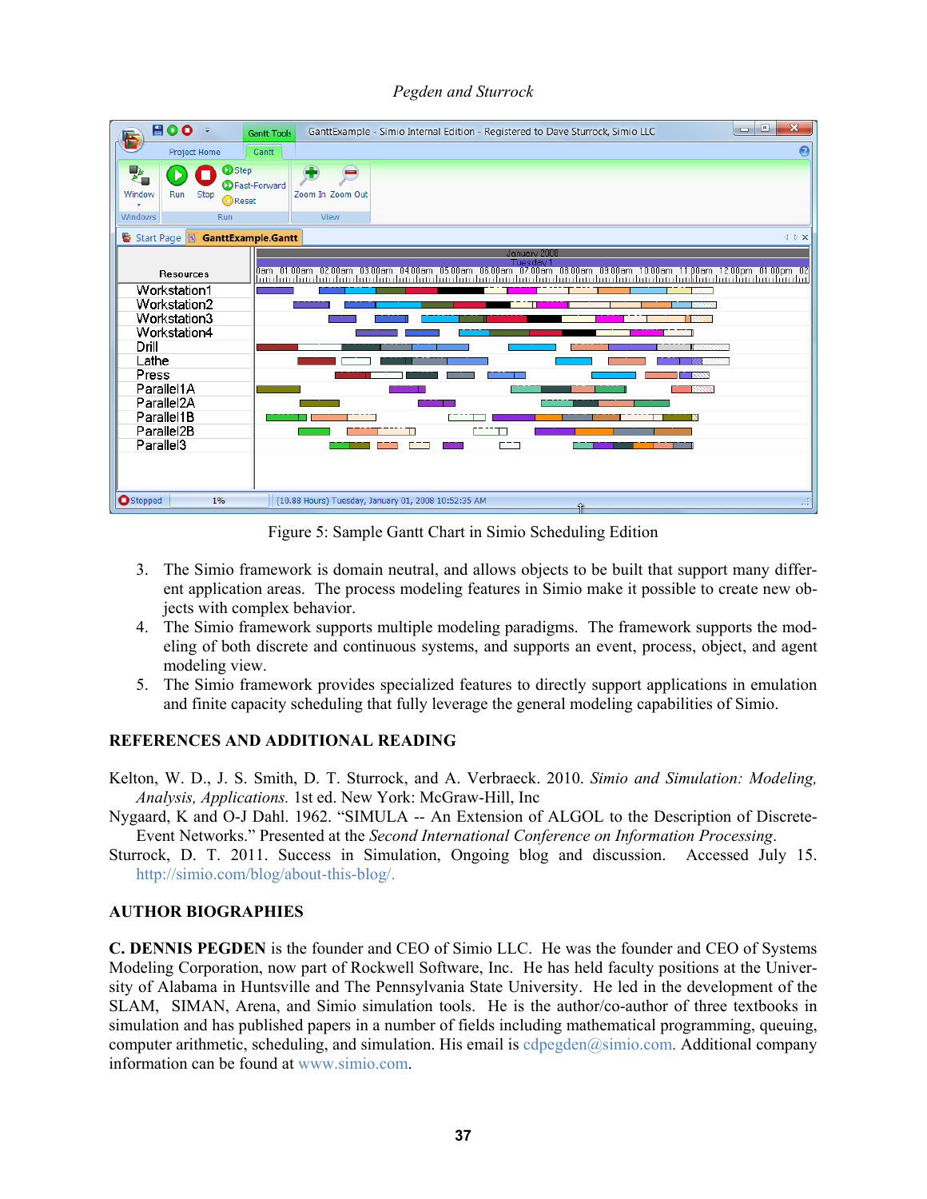Figure 5: Sample Gantt Chart in Simio Scheduling Edition

3. The Simio framework is domain neutral, and allows objects to be built that support many different application areas. The process modeling features in Simio make it possible to create new objects with complex behavior.
4. The Simio framework supports multiple modeling paradigms. The framework supports the modeling of both discrete and continuous systems, and supports an event, process, object, and agent modeling view.
5. The Simio framework provides specialized features to directly support applications in emulation and finite capacity scheduling that fully leverage the general modeling capabilities of Simio.

## REFERENCES AND ADDITIONAL READING

Kelton, W. D., J. S. Smith, D. T. Sturrock, and A. Verbraeck. 2010. *Simio and Simulation: Modeling, Analysis, Applications.* 1st ed. New York: McGraw-Hill, Inc

Nygaard, K and O-J Dahl. 1962. "SIMULA -- An Extension of ALGOL to the Description of Discrete-Event Networks." Presented at the *Second International Conference on Information Processing*.

Sturrock, D. T. 2011. Success in Simulation, Ongoing blog and discussion. Accessed July 15. http://simio.com/blog/about-this-blog/.

## AUTHOR BIOGRAPHIES

**C. DENNIS PEGDEN** is the founder and CEO of Simio LLC. He was the founder and CEO of Systems Modeling Corporation, now part of Rockwell Software, Inc. He has held faculty positions at the University of Alabama in Huntsville and The Pennsylvania State University. He led in the development of the SLAM, SIMAN, Arena, and Simio simulation tools. He is the author/co-author of three textbooks in simulation and has published papers in a number of fields including mathematical programming, queuing, computer arithmetic, scheduling, and simulation. His email is cdpegden@simio.com. Additional company information can be found at www.simio.com.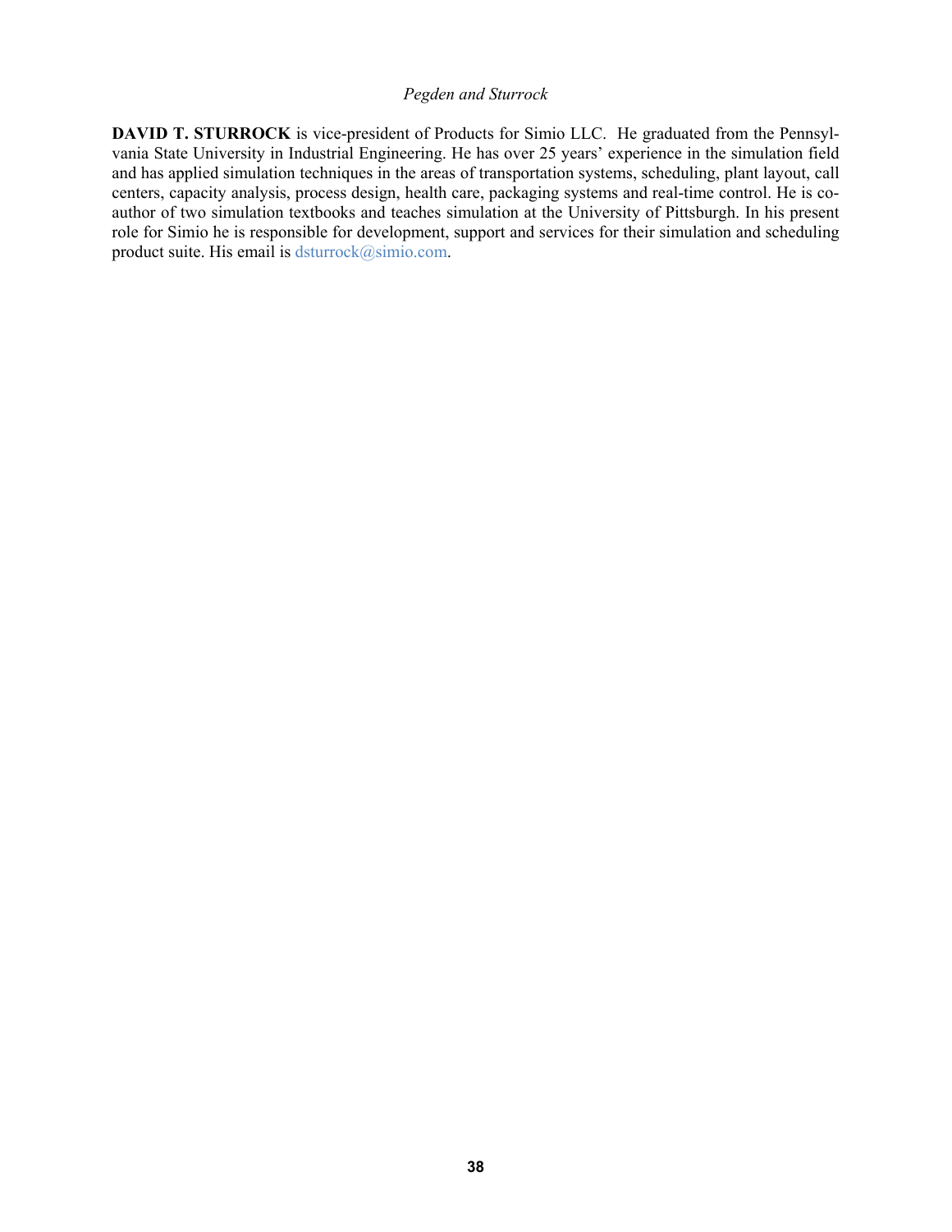**DAVID T. STURROCK** is vice-president of Products for Simio LLC. He graduated from the Pennsylvania State University in Industrial Engineering. He has over 25 years' experience in the simulation field and has applied simulation techniques in the areas of transportation systems, scheduling, plant layout, call centers, capacity analysis, process design, health care, packaging systems and real-time control. He is co-author of two simulation textbooks and teaches simulation at the University of Pittsburgh. In his present role for Simio he is responsible for development, support and services for their simulation and scheduling product suite. His email is dsturrock@simio.com.